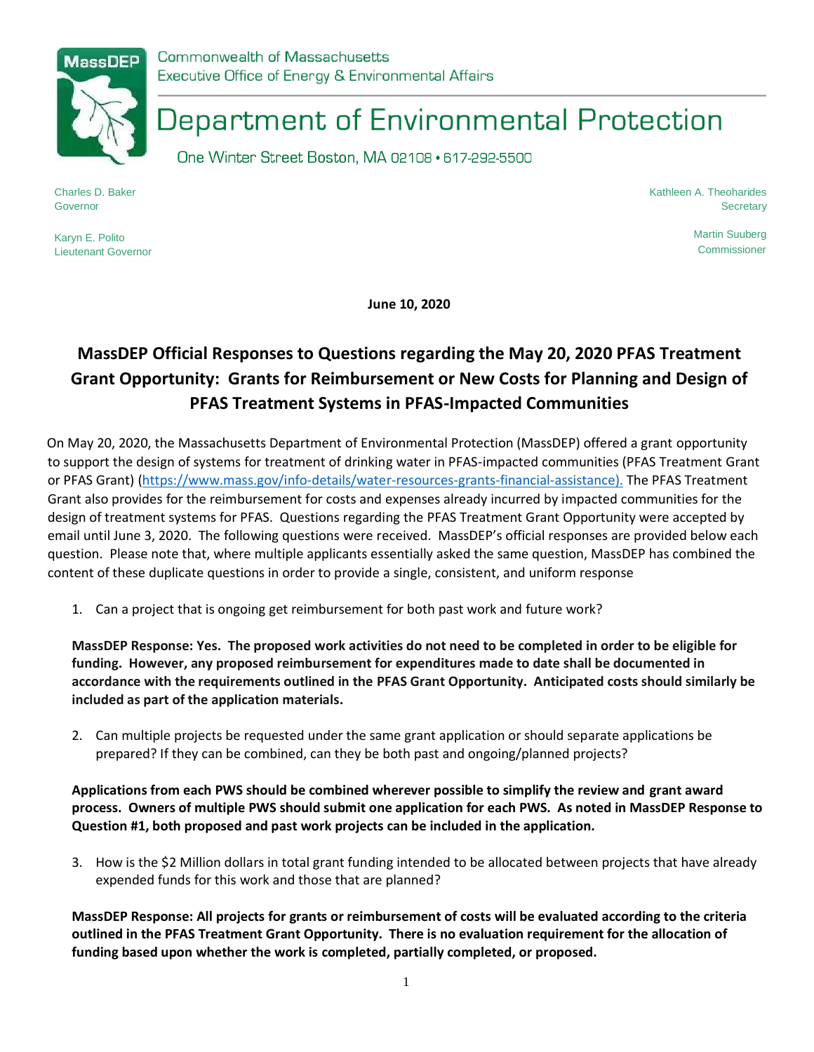Commonwealth of Massachusetts
Executive Office of Energy & Environmental Affairs

# Department of Environmental Protection

One Winter Street Boston, MA 02108 • 617-292-5500

Charles D. Baker
Governor

Karyn E. Polito
Lieutenant Governor

Kathleen A. Theoharides
Secretary

Martin Suuberg
Commissioner

**June 10, 2020**

## MassDEP Official Responses to Questions regarding the May 20, 2020 PFAS Treatment Grant Opportunity: Grants for Reimbursement or New Costs for Planning and Design of PFAS Treatment Systems in PFAS-Impacted Communities

On May 20, 2020, the Massachusetts Department of Environmental Protection (MassDEP) offered a grant opportunity to support the design of systems for treatment of drinking water in PFAS-impacted communities (PFAS Treatment Grant or PFAS Grant) (https://www.mass.gov/info-details/water-resources-grants-financial-assistance). The PFAS Treatment Grant also provides for the reimbursement for costs and expenses already incurred by impacted communities for the design of treatment systems for PFAS. Questions regarding the PFAS Treatment Grant Opportunity were accepted by email until June 3, 2020. The following questions were received. MassDEP's official responses are provided below each question. Please note that, where multiple applicants essentially asked the same question, MassDEP has combined the content of these duplicate questions in order to provide a single, consistent, and uniform response

1. Can a project that is ongoing get reimbursement for both past work and future work?

**MassDEP Response: Yes. The proposed work activities do not need to be completed in order to be eligible for funding. However, any proposed reimbursement for expenditures made to date shall be documented in accordance with the requirements outlined in the PFAS Grant Opportunity. Anticipated costs should similarly be included as part of the application materials.**

2. Can multiple projects be requested under the same grant application or should separate applications be prepared? If they can be combined, can they be both past and ongoing/planned projects?

**Applications from each PWS should be combined wherever possible to simplify the review and grant award process. Owners of multiple PWS should submit one application for each PWS. As noted in MassDEP Response to Question #1, both proposed and past work projects can be included in the application.**

3. How is the $2 Million dollars in total grant funding intended to be allocated between projects that have already expended funds for this work and those that are planned?

**MassDEP Response: All projects for grants or reimbursement of costs will be evaluated according to the criteria outlined in the PFAS Treatment Grant Opportunity. There is no evaluation requirement for the allocation of funding based upon whether the work is completed, partially completed, or proposed.**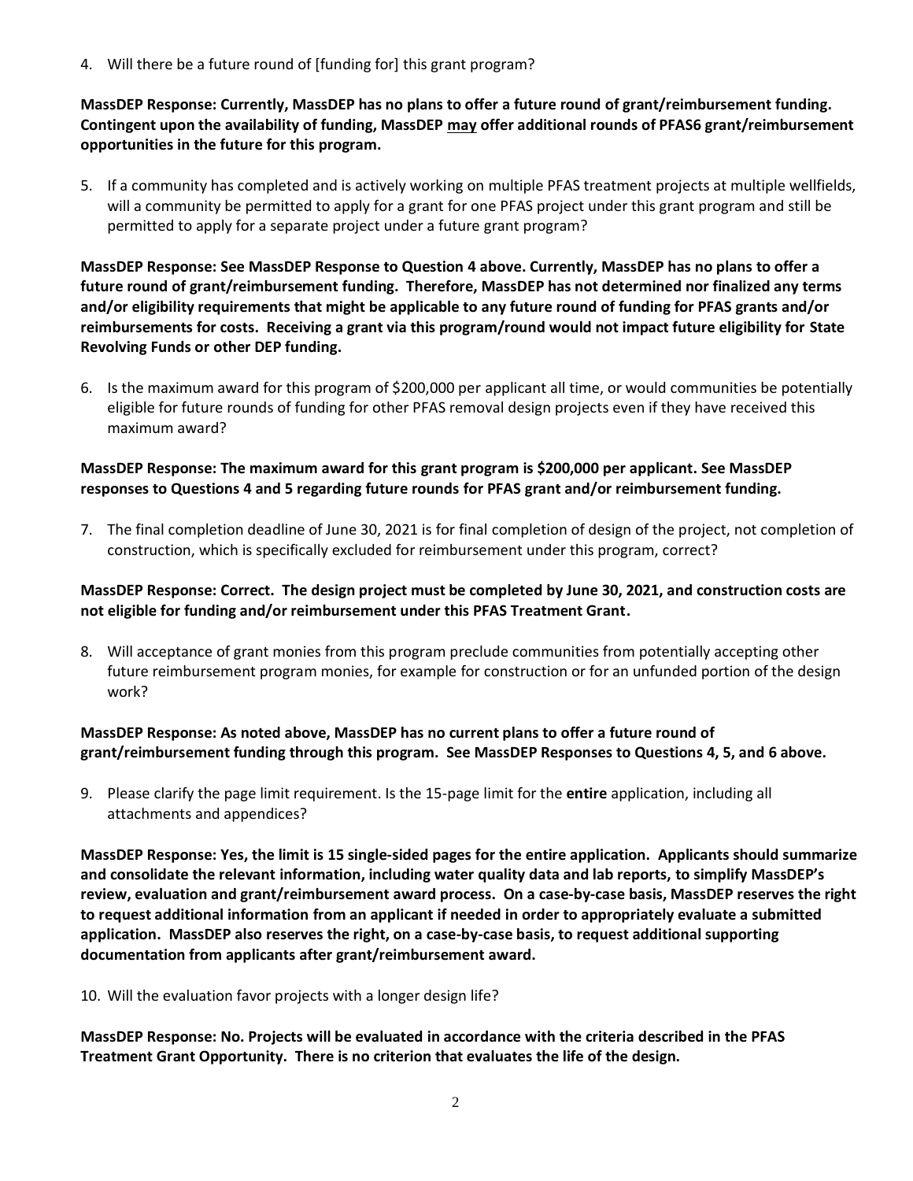4. Will there be a future round of [funding for] this grant program?

**MassDEP Response: Currently, MassDEP has no plans to offer a future round of grant/reimbursement funding. Contingent upon the availability of funding, MassDEP <u>may</u> offer additional rounds of PFAS6 grant/reimbursement opportunities in the future for this program.**

5. If a community has completed and is actively working on multiple PFAS treatment projects at multiple wellfields, will a community be permitted to apply for a grant for one PFAS project under this grant program and still be permitted to apply for a separate project under a future grant program?

**MassDEP Response: See MassDEP Response to Question 4 above. Currently, MassDEP has no plans to offer a future round of grant/reimbursement funding. Therefore, MassDEP has not determined nor finalized any terms and/or eligibility requirements that might be applicable to any future round of funding for PFAS grants and/or reimbursements for costs. Receiving a grant via this program/round would not impact future eligibility for State Revolving Funds or other DEP funding.**

6. Is the maximum award for this program of $200,000 per applicant all time, or would communities be potentially eligible for future rounds of funding for other PFAS removal design projects even if they have received this maximum award?

**MassDEP Response: The maximum award for this grant program is $200,000 per applicant. See MassDEP responses to Questions 4 and 5 regarding future rounds for PFAS grant and/or reimbursement funding.**

7. The final completion deadline of June 30, 2021 is for final completion of design of the project, not completion of construction, which is specifically excluded for reimbursement under this program, correct?

**MassDEP Response: Correct. The design project must be completed by June 30, 2021, and construction costs are not eligible for funding and/or reimbursement under this PFAS Treatment Grant.**

8. Will acceptance of grant monies from this program preclude communities from potentially accepting other future reimbursement program monies, for example for construction or for an unfunded portion of the design work?

**MassDEP Response: As noted above, MassDEP has no current plans to offer a future round of grant/reimbursement funding through this program. See MassDEP Responses to Questions 4, 5, and 6 above.**

9. Please clarify the page limit requirement. Is the 15-page limit for the **entire** application, including all attachments and appendices?

**MassDEP Response: Yes, the limit is 15 single-sided pages for the entire application. Applicants should summarize and consolidate the relevant information, including water quality data and lab reports, to simplify MassDEP's review, evaluation and grant/reimbursement award process. On a case-by-case basis, MassDEP reserves the right to request additional information from an applicant if needed in order to appropriately evaluate a submitted application. MassDEP also reserves the right, on a case-by-case basis, to request additional supporting documentation from applicants after grant/reimbursement award.**

10. Will the evaluation favor projects with a longer design life?

**MassDEP Response: No. Projects will be evaluated in accordance with the criteria described in the PFAS Treatment Grant Opportunity. There is no criterion that evaluates the life of the design.**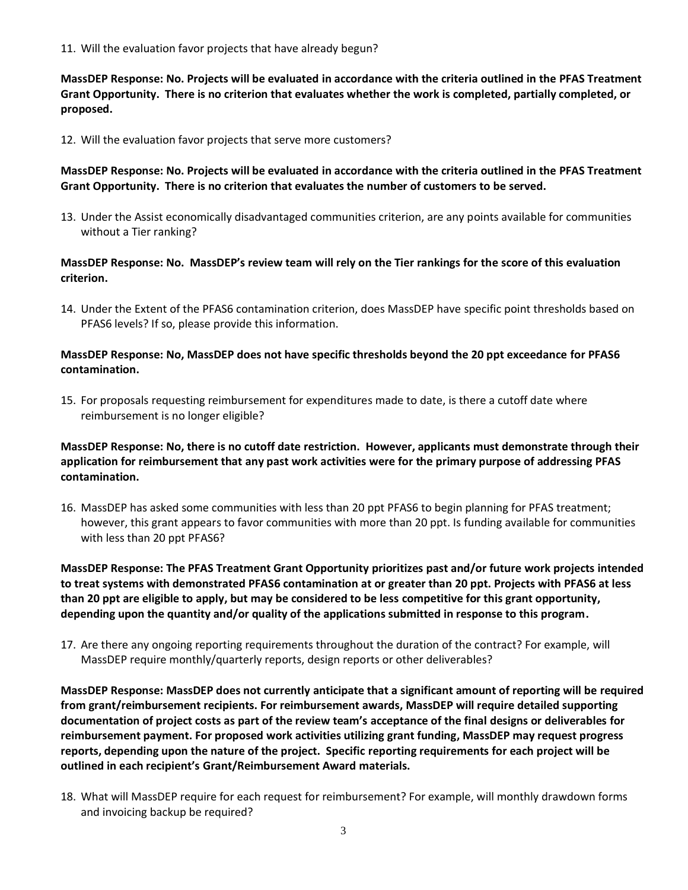11. Will the evaluation favor projects that have already begun?

**MassDEP Response: No. Projects will be evaluated in accordance with the criteria outlined in the PFAS Treatment Grant Opportunity. There is no criterion that evaluates whether the work is completed, partially completed, or proposed.**

12. Will the evaluation favor projects that serve more customers?

**MassDEP Response: No. Projects will be evaluated in accordance with the criteria outlined in the PFAS Treatment Grant Opportunity. There is no criterion that evaluates the number of customers to be served.**

13. Under the Assist economically disadvantaged communities criterion, are any points available for communities without a Tier ranking?

**MassDEP Response: No. MassDEP's review team will rely on the Tier rankings for the score of this evaluation criterion.**

14. Under the Extent of the PFAS6 contamination criterion, does MassDEP have specific point thresholds based on PFAS6 levels? If so, please provide this information.

**MassDEP Response: No, MassDEP does not have specific thresholds beyond the 20 ppt exceedance for PFAS6 contamination.**

15. For proposals requesting reimbursement for expenditures made to date, is there a cutoff date where reimbursement is no longer eligible?

**MassDEP Response: No, there is no cutoff date restriction. However, applicants must demonstrate through their application for reimbursement that any past work activities were for the primary purpose of addressing PFAS contamination.**

16. MassDEP has asked some communities with less than 20 ppt PFAS6 to begin planning for PFAS treatment; however, this grant appears to favor communities with more than 20 ppt. Is funding available for communities with less than 20 ppt PFAS6?

**MassDEP Response: The PFAS Treatment Grant Opportunity prioritizes past and/or future work projects intended to treat systems with demonstrated PFAS6 contamination at or greater than 20 ppt. Projects with PFAS6 at less than 20 ppt are eligible to apply, but may be considered to be less competitive for this grant opportunity, depending upon the quantity and/or quality of the applications submitted in response to this program.**

17. Are there any ongoing reporting requirements throughout the duration of the contract? For example, will MassDEP require monthly/quarterly reports, design reports or other deliverables?

**MassDEP Response: MassDEP does not currently anticipate that a significant amount of reporting will be required from grant/reimbursement recipients. For reimbursement awards, MassDEP will require detailed supporting documentation of project costs as part of the review team's acceptance of the final designs or deliverables for reimbursement payment. For proposed work activities utilizing grant funding, MassDEP may request progress reports, depending upon the nature of the project. Specific reporting requirements for each project will be outlined in each recipient's Grant/Reimbursement Award materials.**

18. What will MassDEP require for each request for reimbursement? For example, will monthly drawdown forms and invoicing backup be required?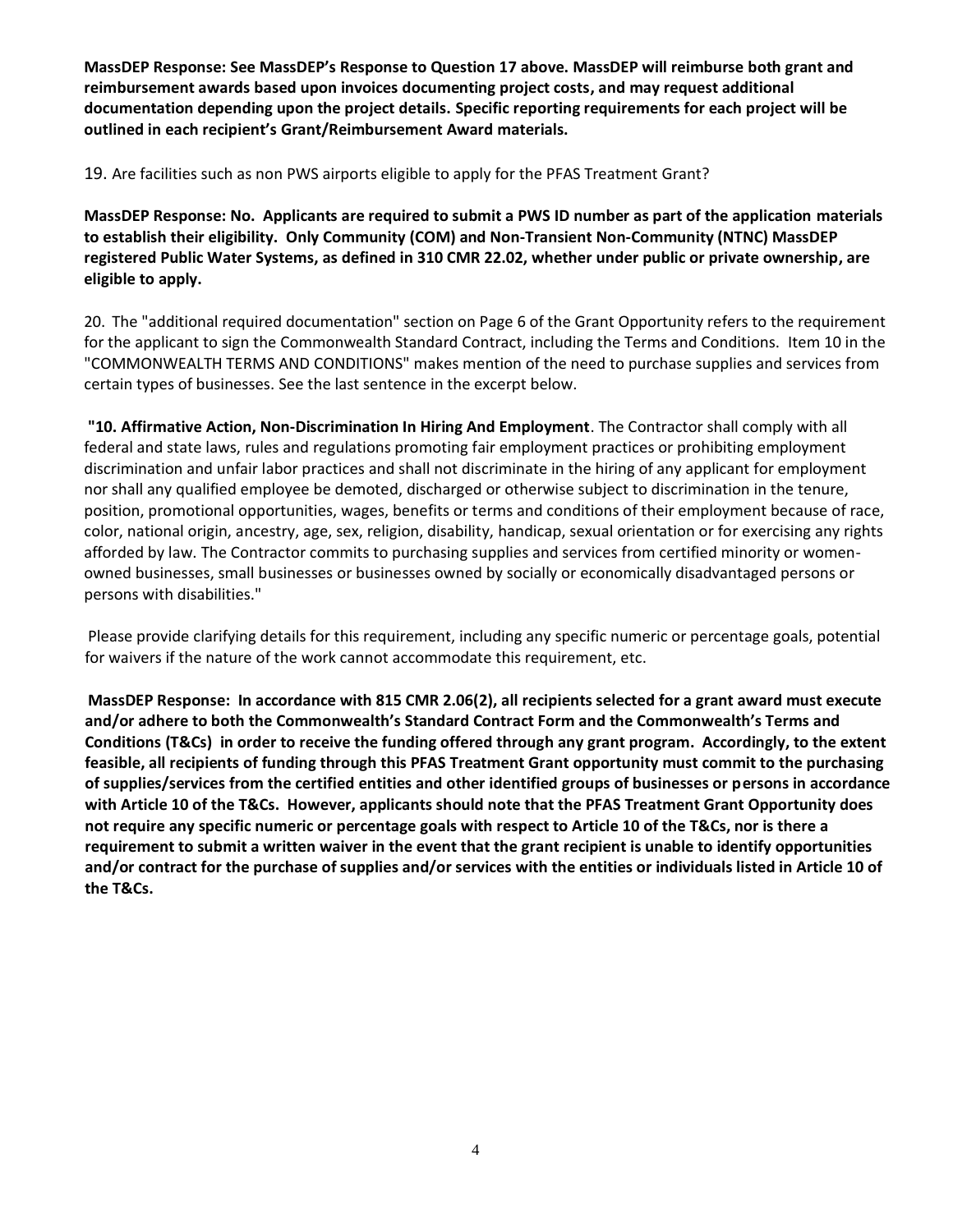**MassDEP Response: See MassDEP's Response to Question 17 above. MassDEP will reimburse both grant and reimbursement awards based upon invoices documenting project costs, and may request additional documentation depending upon the project details. Specific reporting requirements for each project will be outlined in each recipient's Grant/Reimbursement Award materials.**

19. Are facilities such as non PWS airports eligible to apply for the PFAS Treatment Grant?

**MassDEP Response: No. Applicants are required to submit a PWS ID number as part of the application materials to establish their eligibility. Only Community (COM) and Non-Transient Non-Community (NTNC) MassDEP registered Public Water Systems, as defined in 310 CMR 22.02, whether under public or private ownership, are eligible to apply.**

20. The "additional required documentation" section on Page 6 of the Grant Opportunity refers to the requirement for the applicant to sign the Commonwealth Standard Contract, including the Terms and Conditions. Item 10 in the "COMMONWEALTH TERMS AND CONDITIONS" makes mention of the need to purchase supplies and services from certain types of businesses. See the last sentence in the excerpt below.

**"10. Affirmative Action, Non-Discrimination In Hiring And Employment**. The Contractor shall comply with all federal and state laws, rules and regulations promoting fair employment practices or prohibiting employment discrimination and unfair labor practices and shall not discriminate in the hiring of any applicant for employment nor shall any qualified employee be demoted, discharged or otherwise subject to discrimination in the tenure, position, promotional opportunities, wages, benefits or terms and conditions of their employment because of race, color, national origin, ancestry, age, sex, religion, disability, handicap, sexual orientation or for exercising any rights afforded by law. The Contractor commits to purchasing supplies and services from certified minority or women-owned businesses, small businesses or businesses owned by socially or economically disadvantaged persons or persons with disabilities."

Please provide clarifying details for this requirement, including any specific numeric or percentage goals, potential for waivers if the nature of the work cannot accommodate this requirement, etc.

**MassDEP Response: In accordance with 815 CMR 2.06(2), all recipients selected for a grant award must execute and/or adhere to both the Commonwealth's Standard Contract Form and the Commonwealth's Terms and Conditions (T&Cs) in order to receive the funding offered through any grant program. Accordingly, to the extent feasible, all recipients of funding through this PFAS Treatment Grant opportunity must commit to the purchasing of supplies/services from the certified entities and other identified groups of businesses or persons in accordance with Article 10 of the T&Cs. However, applicants should note that the PFAS Treatment Grant Opportunity does not require any specific numeric or percentage goals with respect to Article 10 of the T&Cs, nor is there a requirement to submit a written waiver in the event that the grant recipient is unable to identify opportunities and/or contract for the purchase of supplies and/or services with the entities or individuals listed in Article 10 of the T&Cs.**